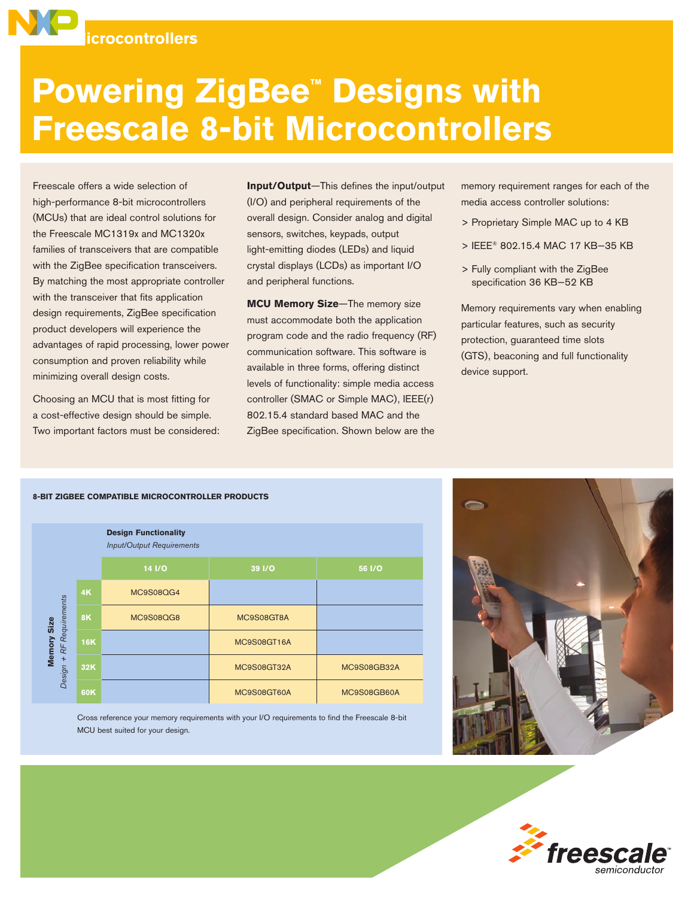Microcontrollers

# Powering ZigBee™ Designs with Freescale 8-bit Microcontrollers

Freescale offers a wide selection of high-performance 8-bit microcontrollers (MCUs) that are ideal control solutions for the Freescale MC1319x and MC1320x families of transceivers that are compatible with the ZigBee specification transceivers. By matching the most appropriate controller with the transceiver that fits application design requirements, ZigBee specification product developers will experience the advantages of rapid processing, lower power consumption and proven reliability while minimizing overall design costs.

Choosing an MCU that is most fitting for a cost-effective design should be simple. Two important factors must be considered:

**Input/Output**—This defines the input/output (I/O) and peripheral requirements of the overall design. Consider analog and digital sensors, switches, keypads, output light-emitting diodes (LEDs) and liquid crystal displays (LCDs) as important I/O and peripheral functions.

**MCU Memory Size**—The memory size must accommodate both the application program code and the radio frequency (RF) communication software. This software is available in three forms, offering distinct levels of functionality: simple media access controller (SMAC or Simple MAC), IEEE(r) 802.15.4 standard based MAC and the ZigBee specification. Shown below are the memory requirement ranges for each of the media access controller solutions:

- Proprietary Simple MAC up to 4 KB
- IEEE® 802.15.4 MAC 17 KB–35 KB
- Fully compliant with the ZigBee specification 36 KB–52 KB

Memory requirements vary when enabling particular features, such as security protection, guaranteed time slots (GTS), beaconing and full functionality device support.

**8-BIT ZIGBEE COMPATIBLE MICROCONTROLLER PRODUCTS**

| Memory Size (Design + RF Requirements) | Design Functionality: 14 I/O | Design Functionality: 39 I/O | Design Functionality: 56 I/O |
|---|---|---|---|
| 4K | MC9S08QG4 | | |
| 8K | MC9S08QG8 | MC9S08GT8A | |
| 16K | | MC9S08GT16A | |
| 32K | | MC9S08GT32A | MC9S08GB32A |
| 60K | | MC9S08GT60A | MC9S08GB60A |

Cross reference your memory requirements with your I/O requirements to find the Freescale 8-bit MCU best suited for your design.

freescale™ semiconductor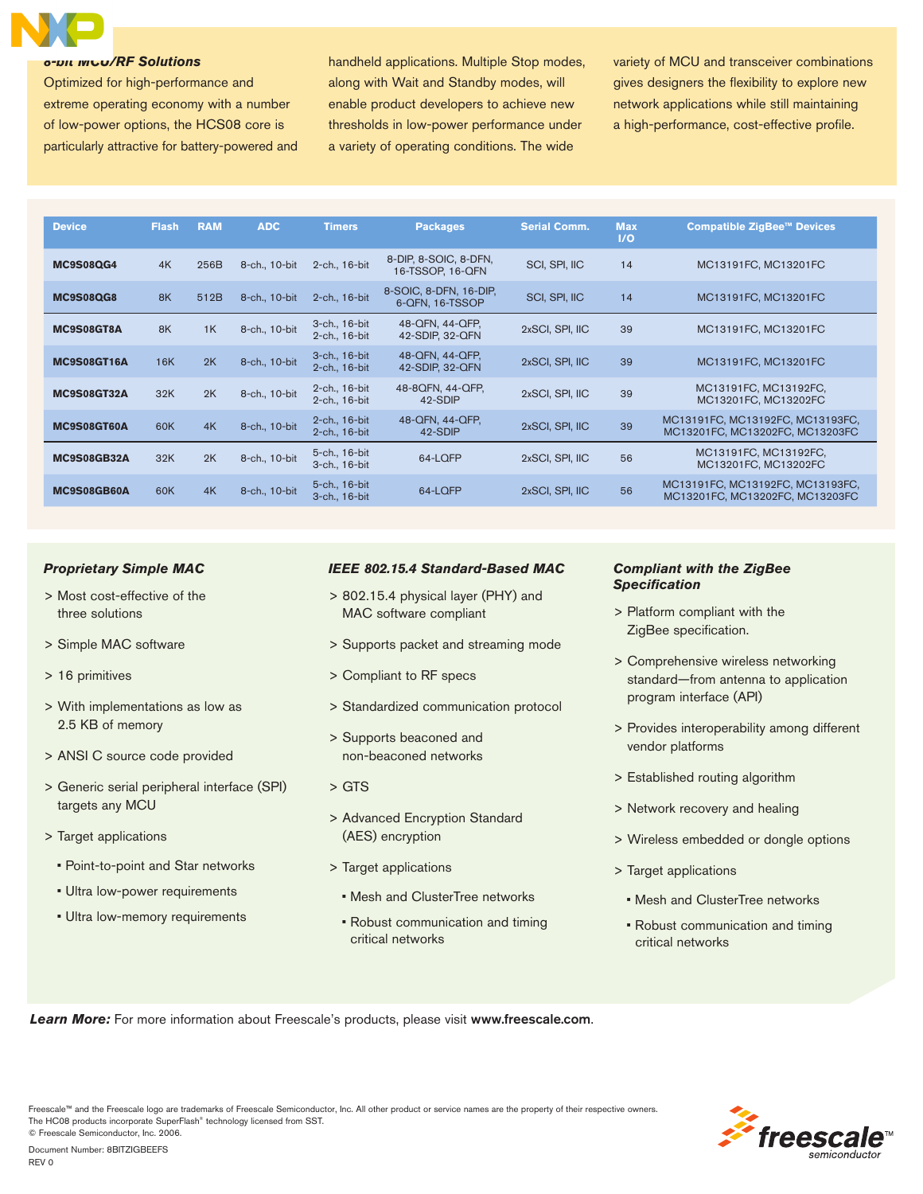### 8-bit MCU/RF Solutions

Optimized for high-performance and extreme operating economy with a number of low-power options, the HCS08 core is particularly attractive for battery-powered and handheld applications. Multiple Stop modes, along with Wait and Standby modes, will enable product developers to achieve new thresholds in low-power performance under a variety of operating conditions. The wide variety of MCU and transceiver combinations gives designers the flexibility to explore new network applications while still maintaining a high-performance, cost-effective profile.

| Device | Flash | RAM | ADC | Timers | Packages | Serial Comm. | Max I/O | Compatible ZigBee™ Devices |
|---|---|---|---|---|---|---|---|---|
| **MC9S08QG4** | 4K | 256B | 8-ch., 10-bit | 2-ch., 16-bit | 8-DIP, 8-SOIC, 8-DFN, 16-TSSOP, 16-QFN | SCI, SPI, IIC | 14 | MC13191FC, MC13201FC |
| **MC9S08QG8** | 8K | 512B | 8-ch., 10-bit | 2-ch., 16-bit | 8-SOIC, 8-DFN, 16-DIP, 6-QFN, 16-TSSOP | SCI, SPI, IIC | 14 | MC13191FC, MC13201FC |
| **MC9S08GT8A** | 8K | 1K | 8-ch., 10-bit | 3-ch., 16-bit 2-ch., 16-bit | 48-QFN, 44-QFP, 42-SDIP, 32-QFN | 2xSCI, SPI, IIC | 39 | MC13191FC, MC13201FC |
| **MC9S08GT16A** | 16K | 2K | 8-ch., 10-bit | 3-ch., 16-bit 2-ch., 16-bit | 48-QFN, 44-QFP, 42-SDIP, 32-QFN | 2xSCI, SPI, IIC | 39 | MC13191FC, MC13201FC |
| **MC9S08GT32A** | 32K | 2K | 8-ch., 10-bit | 2-ch., 16-bit 2-ch., 16-bit | 48-8QFN, 44-QFP, 42-SDIP | 2xSCI, SPI, IIC | 39 | MC13191FC, MC13192FC, MC13201FC, MC13202FC |
| **MC9S08GT60A** | 60K | 4K | 8-ch., 10-bit | 2-ch., 16-bit 2-ch., 16-bit | 48-QFN, 44-QFP, 42-SDIP | 2xSCI, SPI, IIC | 39 | MC13191FC, MC13192FC, MC13193FC, MC13201FC, MC13202FC, MC13203FC |
| **MC9S08GB32A** | 32K | 2K | 8-ch., 10-bit | 5-ch., 16-bit 3-ch., 16-bit | 64-LQFP | 2xSCI, SPI, IIC | 56 | MC13191FC, MC13192FC, MC13201FC, MC13202FC |
| **MC9S08GB60A** | 60K | 4K | 8-ch., 10-bit | 5-ch., 16-bit 3-ch., 16-bit | 64-LQFP | 2xSCI, SPI, IIC | 56 | MC13191FC, MC13192FC, MC13193FC, MC13201FC, MC13202FC, MC13203FC |

### *Proprietary Simple MAC*

> Most cost-effective of the three solutions

> Simple MAC software

> 16 primitives

> With implementations as low as 2.5 KB of memory

> ANSI C source code provided

> Generic serial peripheral interface (SPI) targets any MCU

> Target applications

- Point-to-point and Star networks
- Ultra low-power requirements
- Ultra low-memory requirements

### *IEEE 802.15.4 Standard-Based MAC*

> 802.15.4 physical layer (PHY) and MAC software compliant

> Supports packet and streaming mode

> Compliant to RF specs

> Standardized communication protocol

> Supports beaconed and non-beaconed networks

> GTS

> Advanced Encryption Standard (AES) encryption

> Target applications

- Mesh and ClusterTree networks
- Robust communication and timing critical networks

### *Compliant with the ZigBee Specification*

> Platform compliant with the ZigBee specification.

> Comprehensive wireless networking standard—from antenna to application program interface (API)

> Provides interoperability among different vendor platforms

> Established routing algorithm

> Network recovery and healing

> Wireless embedded or dongle options

> Target applications

- Mesh and ClusterTree networks
- Robust communication and timing critical networks

***Learn More:*** For more information about Freescale's products, please visit **www.freescale.com**.

Freescale™ and the Freescale logo are trademarks of Freescale Semiconductor, Inc. All other product or service names are the property of their respective owners. The HC08 products incorporate SuperFlash® technology licensed from SST.
© Freescale Semiconductor, Inc. 2006.

Document Number: 8BITZIGBEEFS
REV 0